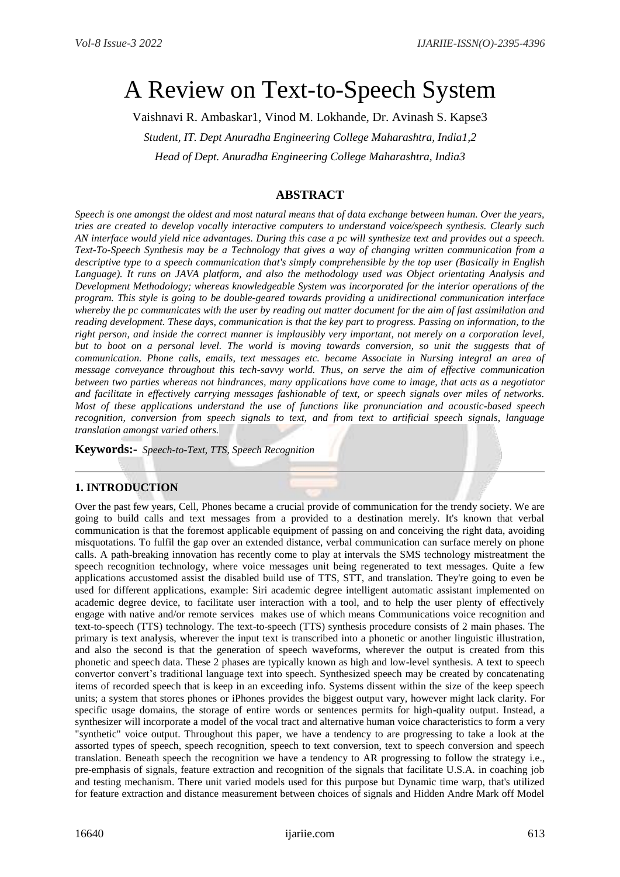# A Review on Text-to-Speech System

Vaishnavi R. Ambaskar1, Vinod M. Lokhande, Dr. Avinash S. Kapse3

*Student, IT. Dept Anuradha Engineering College Maharashtra, India1,2*

*Head of Dept. Anuradha Engineering College Maharashtra, India3*

## ABSTRACT

*Speech is one amongst the oldest and most natural means that of data exchange between human. Over the years, tries are created to develop vocally interactive computers to understand voice/speech synthesis. Clearly such AN interface would yield nice advantages. During this case a pc will synthesize text and provides out a speech. Text-To-Speech Synthesis may be a Technology that gives a way of changing written communication from a descriptive type to a speech communication that's simply comprehensible by the top user (Basically in English Language). It runs on JAVA platform, and also the methodology used was Object orientating Analysis and Development Methodology; whereas knowledgeable System was incorporated for the interior operations of the program. This style is going to be double-geared towards providing a unidirectional communication interface whereby the pc communicates with the user by reading out matter document for the aim of fast assimilation and reading development. These days, communication is that the key part to progress. Passing on information, to the right person, and inside the correct manner is implausibly very important, not merely on a corporation level, but to boot on a personal level. The world is moving towards conversion, so unit the suggests that of communication. Phone calls, emails, text messages etc. became Associate in Nursing integral an area of message conveyance throughout this tech-savvy world. Thus, on serve the aim of effective communication between two parties whereas not hindrances, many applications have come to image, that acts as a negotiator and facilitate in effectively carrying messages fashionable of text, or speech signals over miles of networks. Most of these applications understand the use of functions like pronunciation and acoustic-based speech recognition, conversion from speech signals to text, and from text to artificial speech signals, language translation amongst varied others.*

**Keywords:-** *Speech-to-Text, TTS, Speech Recognition*

## 1. INTRODUCTION

Over the past few years, Cell, Phones became a crucial provide of communication for the trendy society. We are going to build calls and text messages from a provided to a destination merely. It's known that verbal communication is that the foremost applicable equipment of passing on and conceiving the right data, avoiding misquotations. To fulfil the gap over an extended distance, verbal communication can surface merely on phone calls. A path-breaking innovation has recently come to play at intervals the SMS technology mistreatment the speech recognition technology, where voice messages unit being regenerated to text messages. Quite a few applications accustomed assist the disabled build use of TTS, STT, and translation. They're going to even be used for different applications, example: Siri academic degree intelligent automatic assistant implemented on academic degree device, to facilitate user interaction with a tool, and to help the user plenty of effectively engage with native and/or remote services makes use of which means Communications voice recognition and text-to-speech (TTS) technology. The text-to-speech (TTS) synthesis procedure consists of 2 main phases. The primary is text analysis, wherever the input text is transcribed into a phonetic or another linguistic illustration, and also the second is that the generation of speech waveforms, wherever the output is created from this phonetic and speech data. These 2 phases are typically known as high and low-level synthesis. A text to speech convertor convert's traditional language text into speech. Synthesized speech may be created by concatenating items of recorded speech that is keep in an exceeding info. Systems dissent within the size of the keep speech units; a system that stores phones or iPhones provides the biggest output vary, however might lack clarity. For specific usage domains, the storage of entire words or sentences permits for high-quality output. Instead, a synthesizer will incorporate a model of the vocal tract and alternative human voice characteristics to form a very "synthetic" voice output. Throughout this paper, we have a tendency to are progressing to take a look at the assorted types of speech, speech recognition, speech to text conversion, text to speech conversion and speech translation. Beneath speech the recognition we have a tendency to AR progressing to follow the strategy i.e., pre-emphasis of signals, feature extraction and recognition of the signals that facilitate U.S.A. in coaching job and testing mechanism. There unit varied models used for this purpose but Dynamic time warp, that's utilized for feature extraction and distance measurement between choices of signals and Hidden Andre Mark off Model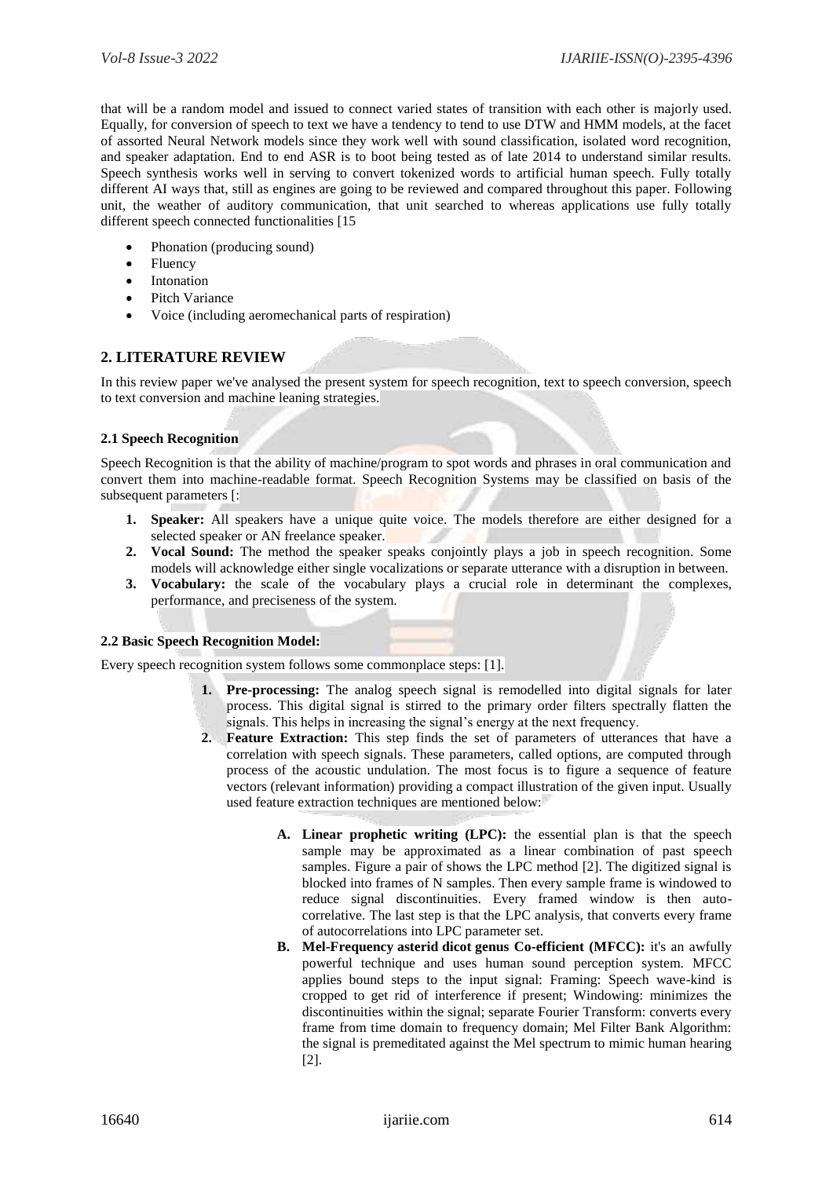that will be a random model and issued to connect varied states of transition with each other is majorly used. Equally, for conversion of speech to text we have a tendency to tend to use DTW and HMM models, at the facet of assorted Neural Network models since they work well with sound classification, isolated word recognition, and speaker adaptation. End to end ASR is to boot being tested as of late 2014 to understand similar results. Speech synthesis works well in serving to convert tokenized words to artificial human speech. Fully totally different AI ways that, still as engines are going to be reviewed and compared throughout this paper. Following unit, the weather of auditory communication, that unit searched to whereas applications use fully totally different speech connected functionalities [15

- Phonation (producing sound)
- Fluency
- Intonation
- Pitch Variance
- Voice (including aeromechanical parts of respiration)

## 2. LITERATURE REVIEW

In this review paper we've analysed the present system for speech recognition, text to speech conversion, speech to text conversion and machine leaning strategies.

### 2.1 Speech Recognition

Speech Recognition is that the ability of machine/program to spot words and phrases in oral communication and convert them into machine-readable format. Speech Recognition Systems may be classified on basis of the subsequent parameters [:

1. **Speaker:** All speakers have a unique quite voice. The models therefore are either designed for a selected speaker or AN freelance speaker.
2. **Vocal Sound:** The method the speaker speaks conjointly plays a job in speech recognition. Some models will acknowledge either single vocalizations or separate utterance with a disruption in between.
3. **Vocabulary:** the scale of the vocabulary plays a crucial role in determinant the complexes, performance, and preciseness of the system.

### 2.2 Basic Speech Recognition Model:

Every speech recognition system follows some commonplace steps: [1].

1. **Pre-processing:** The analog speech signal is remodelled into digital signals for later process. This digital signal is stirred to the primary order filters spectrally flatten the signals. This helps in increasing the signal's energy at the next frequency.
2. **Feature Extraction:** This step finds the set of parameters of utterances that have a correlation with speech signals. These parameters, called options, are computed through process of the acoustic undulation. The most focus is to figure a sequence of feature vectors (relevant information) providing a compact illustration of the given input. Usually used feature extraction techniques are mentioned below:

   A. **Linear prophetic writing (LPC):** the essential plan is that the speech sample may be approximated as a linear combination of past speech samples. Figure a pair of shows the LPC method [2]. The digitized signal is blocked into frames of N samples. Then every sample frame is windowed to reduce signal discontinuities. Every framed window is then auto-correlative. The last step is that the LPC analysis, that converts every frame of autocorrelations into LPC parameter set.

   B. **Mel-Frequency asterid dicot genus Co-efficient (MFCC):** it's an awfully powerful technique and uses human sound perception system. MFCC applies bound steps to the input signal: Framing: Speech wave-kind is cropped to get rid of interference if present; Windowing: minimizes the discontinuities within the signal; separate Fourier Transform: converts every frame from time domain to frequency domain; Mel Filter Bank Algorithm: the signal is premeditated against the Mel spectrum to mimic human hearing [2].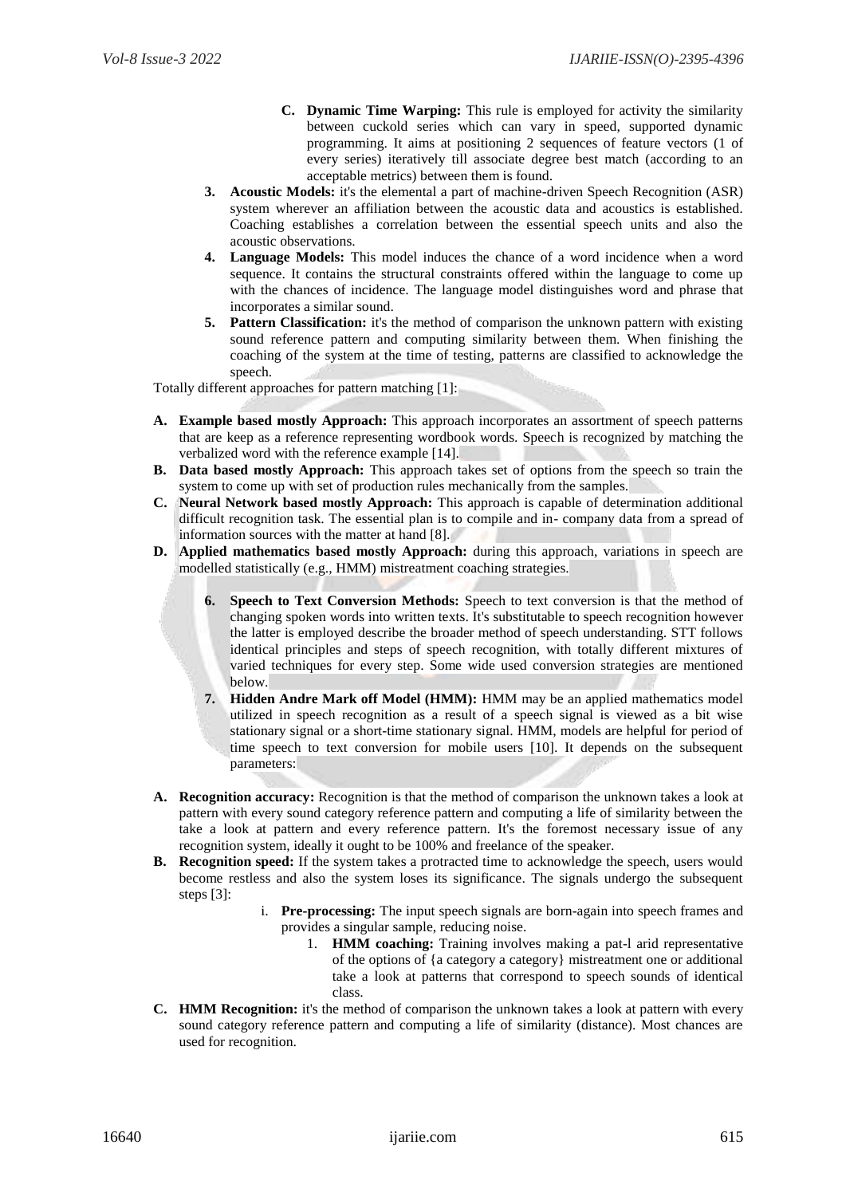C. **Dynamic Time Warping:** This rule is employed for activity the similarity between cuckold series which can vary in speed, supported dynamic programming. It aims at positioning 2 sequences of feature vectors (1 of every series) iteratively till associate degree best match (according to an acceptable metrics) between them is found.

3. **Acoustic Models:** it's the elemental a part of machine-driven Speech Recognition (ASR) system wherever an affiliation between the acoustic data and acoustics is established. Coaching establishes a correlation between the essential speech units and also the acoustic observations.
4. **Language Models:** This model induces the chance of a word incidence when a word sequence. It contains the structural constraints offered within the language to come up with the chances of incidence. The language model distinguishes word and phrase that incorporates a similar sound.
5. **Pattern Classification:** it's the method of comparison the unknown pattern with existing sound reference pattern and computing similarity between them. When finishing the coaching of the system at the time of testing, patterns are classified to acknowledge the speech.

Totally different approaches for pattern matching [1]:

A. **Example based mostly Approach:** This approach incorporates an assortment of speech patterns that are keep as a reference representing wordbook words. Speech is recognized by matching the verbalized word with the reference example [14].
B. **Data based mostly Approach:** This approach takes set of options from the speech so train the system to come up with set of production rules mechanically from the samples.
C. **Neural Network based mostly Approach:** This approach is capable of determination additional difficult recognition task. The essential plan is to compile and in- company data from a spread of information sources with the matter at hand [8].
D. **Applied mathematics based mostly Approach:** during this approach, variations in speech are modelled statistically (e.g., HMM) mistreatment coaching strategies.

6. **Speech to Text Conversion Methods:** Speech to text conversion is that the method of changing spoken words into written texts. It's substitutable to speech recognition however the latter is employed describe the broader method of speech understanding. STT follows identical principles and steps of speech recognition, with totally different mixtures of varied techniques for every step. Some wide used conversion strategies are mentioned below.
7. **Hidden Andre Mark off Model (HMM):** HMM may be an applied mathematics model utilized in speech recognition as a result of a speech signal is viewed as a bit wise stationary signal or a short-time stationary signal. HMM, models are helpful for period of time speech to text conversion for mobile users [10]. It depends on the subsequent parameters:

A. **Recognition accuracy:** Recognition is that the method of comparison the unknown takes a look at pattern with every sound category reference pattern and computing a life of similarity between the take a look at pattern and every reference pattern. It's the foremost necessary issue of any recognition system, ideally it ought to be 100% and freelance of the speaker.
B. **Recognition speed:** If the system takes a protracted time to acknowledge the speech, users would become restless and also the system loses its significance. The signals undergo the subsequent steps [3]:
   i. **Pre-processing:** The input speech signals are born-again into speech frames and provides a singular sample, reducing noise.
      1. **HMM coaching:** Training involves making a pat-l arid representative of the options of {a category a category} mistreatment one or additional take a look at patterns that correspond to speech sounds of identical class.
C. **HMM Recognition:** it's the method of comparison the unknown takes a look at pattern with every sound category reference pattern and computing a life of similarity (distance). Most chances are used for recognition.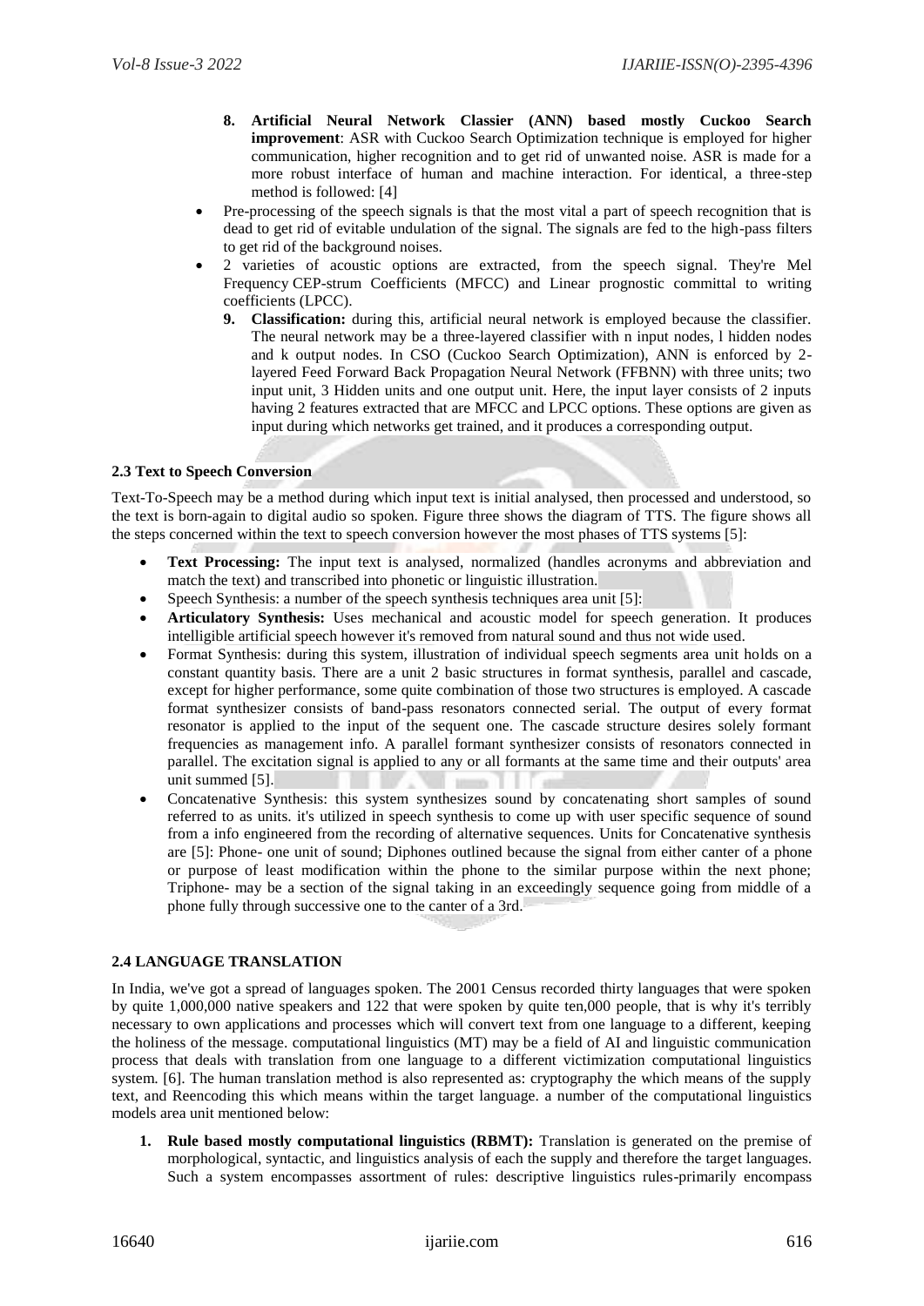8. **Artificial Neural Network Classier (ANN) based mostly Cuckoo Search improvement**: ASR with Cuckoo Search Optimization technique is employed for higher communication, higher recognition and to get rid of unwanted noise. ASR is made for a more robust interface of human and machine interaction. For identical, a three-step method is followed: [4]

- Pre-processing of the speech signals is that the most vital a part of speech recognition that is dead to get rid of evitable undulation of the signal. The signals are fed to the high-pass filters to get rid of the background noises.
- 2 varieties of acoustic options are extracted, from the speech signal. They're Mel Frequency CEP-strum Coefficients (MFCC) and Linear prognostic committal to writing coefficients (LPCC).

9. **Classification:** during this, artificial neural network is employed because the classifier. The neural network may be a three-layered classifier with n input nodes, l hidden nodes and k output nodes. In CSO (Cuckoo Search Optimization), ANN is enforced by 2-layered Feed Forward Back Propagation Neural Network (FFBNN) with three units; two input unit, 3 Hidden units and one output unit. Here, the input layer consists of 2 inputs having 2 features extracted that are MFCC and LPCC options. These options are given as input during which networks get trained, and it produces a corresponding output.

### 2.3 Text to Speech Conversion

Text-To-Speech may be a method during which input text is initial analysed, then processed and understood, so the text is born-again to digital audio so spoken. Figure three shows the diagram of TTS. The figure shows all the steps concerned within the text to speech conversion however the most phases of TTS systems [5]:

- **Text Processing:** The input text is analysed, normalized (handles acronyms and abbreviation and match the text) and transcribed into phonetic or linguistic illustration.
- Speech Synthesis: a number of the speech synthesis techniques area unit [5]:
- **Articulatory Synthesis:** Uses mechanical and acoustic model for speech generation. It produces intelligible artificial speech however it's removed from natural sound and thus not wide used.
- Format Synthesis: during this system, illustration of individual speech segments area unit holds on a constant quantity basis. There are a unit 2 basic structures in format synthesis, parallel and cascade, except for higher performance, some quite combination of those two structures is employed. A cascade format synthesizer consists of band-pass resonators connected serial. The output of every format resonator is applied to the input of the sequent one. The cascade structure desires solely formant frequencies as management info. A parallel formant synthesizer consists of resonators connected in parallel. The excitation signal is applied to any or all formants at the same time and their outputs' area unit summed [5].
- Concatenative Synthesis: this system synthesizes sound by concatenating short samples of sound referred to as units. it's utilized in speech synthesis to come up with user specific sequence of sound from a info engineered from the recording of alternative sequences. Units for Concatenative synthesis are [5]: Phone- one unit of sound; Diphones outlined because the signal from either canter of a phone or purpose of least modification within the phone to the similar purpose within the next phone; Triphone- may be a section of the signal taking in an exceedingly sequence going from middle of a phone fully through successive one to the canter of a 3rd.

### 2.4 LANGUAGE TRANSLATION

In India, we've got a spread of languages spoken. The 2001 Census recorded thirty languages that were spoken by quite 1,000,000 native speakers and 122 that were spoken by quite ten,000 people, that is why it's terribly necessary to own applications and processes which will convert text from one language to a different, keeping the holiness of the message. computational linguistics (MT) may be a field of AI and linguistic communication process that deals with translation from one language to a different victimization computational linguistics system. [6]. The human translation method is also represented as: cryptography the which means of the supply text, and Reencoding this which means within the target language. a number of the computational linguistics models area unit mentioned below:

1. **Rule based mostly computational linguistics (RBMT):** Translation is generated on the premise of morphological, syntactic, and linguistics analysis of each the supply and therefore the target languages. Such a system encompasses assortment of rules: descriptive linguistics rules-primarily encompass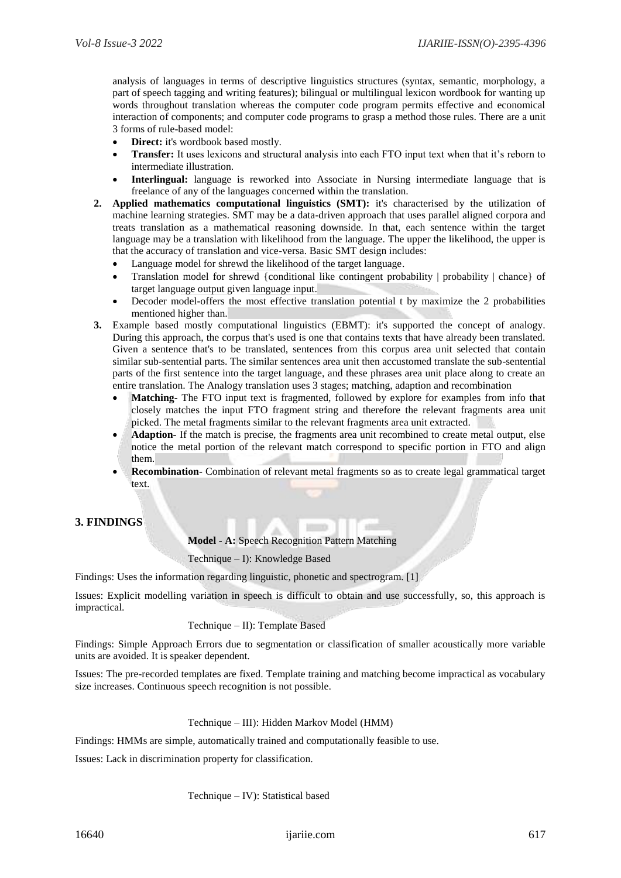analysis of languages in terms of descriptive linguistics structures (syntax, semantic, morphology, a part of speech tagging and writing features); bilingual or multilingual lexicon wordbook for wanting up words throughout translation whereas the computer code program permits effective and economical interaction of components; and computer code programs to grasp a method those rules. There are a unit 3 forms of rule-based model:

- **Direct:** it's wordbook based mostly.
- **Transfer:** It uses lexicons and structural analysis into each FTO input text when that it's reborn to intermediate illustration.
- **Interlingual:** language is reworked into Associate in Nursing intermediate language that is freelance of any of the languages concerned within the translation.

2. **Applied mathematics computational linguistics (SMT):** it's characterised by the utilization of machine learning strategies. SMT may be a data-driven approach that uses parallel aligned corpora and treats translation as a mathematical reasoning downside. In that, each sentence within the target language may be a translation with likelihood from the language. The upper the likelihood, the upper is that the accuracy of translation and vice-versa. Basic SMT design includes:
   - Language model for shrewd the likelihood of the target language.
   - Translation model for shrewd {conditional like contingent probability | probability | chance} of target language output given language input.
   - Decoder model-offers the most effective translation potential t by maximize the 2 probabilities mentioned higher than.
3. Example based mostly computational linguistics (EBMT): it's supported the concept of analogy. During this approach, the corpus that's used is one that contains texts that have already been translated. Given a sentence that's to be translated, sentences from this corpus area unit selected that contain similar sub-sentential parts. The similar sentences area unit then accustomed translate the sub-sentential parts of the first sentence into the target language, and these phrases area unit place along to create an entire translation. The Analogy translation uses 3 stages; matching, adaption and recombination
   - **Matching-** The FTO input text is fragmented, followed by explore for examples from info that closely matches the input FTO fragment string and therefore the relevant fragments area unit picked. The metal fragments similar to the relevant fragments area unit extracted.
   - **Adaption-** If the match is precise, the fragments area unit recombined to create metal output, else notice the metal portion of the relevant match correspond to specific portion in FTO and align them.
   - **Recombination-** Combination of relevant metal fragments so as to create legal grammatical target text.

## 3. FINDINGS

**Model - A:** Speech Recognition Pattern Matching

Technique – I): Knowledge Based

Findings: Uses the information regarding linguistic, phonetic and spectrogram. [1]

Issues: Explicit modelling variation in speech is difficult to obtain and use successfully, so, this approach is impractical.

Technique – II): Template Based

Findings: Simple Approach Errors due to segmentation or classification of smaller acoustically more variable units are avoided. It is speaker dependent.

Issues: The pre-recorded templates are fixed. Template training and matching become impractical as vocabulary size increases. Continuous speech recognition is not possible.

Technique – III): Hidden Markov Model (HMM)

Findings: HMMs are simple, automatically trained and computationally feasible to use.

Issues: Lack in discrimination property for classification.

Technique – IV): Statistical based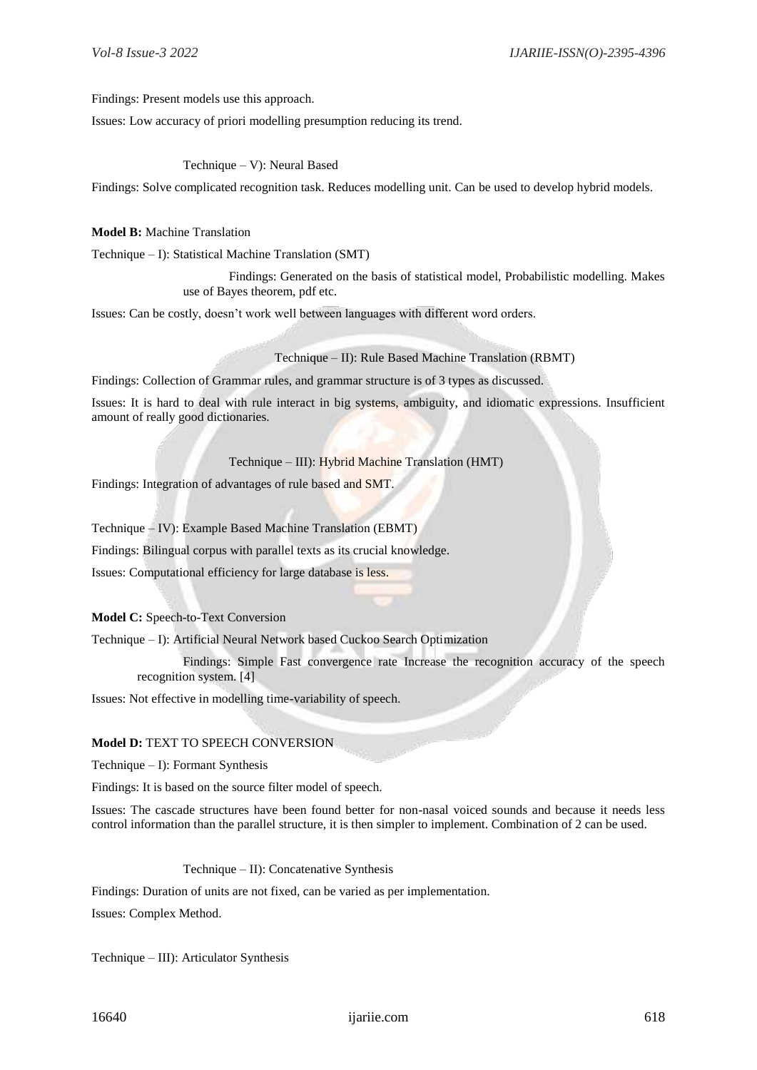Findings: Present models use this approach.

Issues: Low accuracy of priori modelling presumption reducing its trend.

Technique – V): Neural Based

Findings: Solve complicated recognition task. Reduces modelling unit. Can be used to develop hybrid models.

**Model B:** Machine Translation

Technique – I): Statistical Machine Translation (SMT)

Findings: Generated on the basis of statistical model, Probabilistic modelling. Makes use of Bayes theorem, pdf etc.

Issues: Can be costly, doesn't work well between languages with different word orders.

Technique – II): Rule Based Machine Translation (RBMT)

Findings: Collection of Grammar rules, and grammar structure is of 3 types as discussed.

Issues: It is hard to deal with rule interact in big systems, ambiguity, and idiomatic expressions. Insufficient amount of really good dictionaries.

Technique – III): Hybrid Machine Translation (HMT)

Findings: Integration of advantages of rule based and SMT.

Technique – IV): Example Based Machine Translation (EBMT)

Findings: Bilingual corpus with parallel texts as its crucial knowledge.

Issues: Computational efficiency for large database is less.

**Model C:** Speech-to-Text Conversion

Technique – I): Artificial Neural Network based Cuckoo Search Optimization

Findings: Simple Fast convergence rate Increase the recognition accuracy of the speech recognition system. [4]

Issues: Not effective in modelling time-variability of speech.

**Model D:** TEXT TO SPEECH CONVERSION

Technique – I): Formant Synthesis

Findings: It is based on the source filter model of speech.

Issues: The cascade structures have been found better for non-nasal voiced sounds and because it needs less control information than the parallel structure, it is then simpler to implement. Combination of 2 can be used.

Technique – II): Concatenative Synthesis

Findings: Duration of units are not fixed, can be varied as per implementation.

Issues: Complex Method.

Technique – III): Articulator Synthesis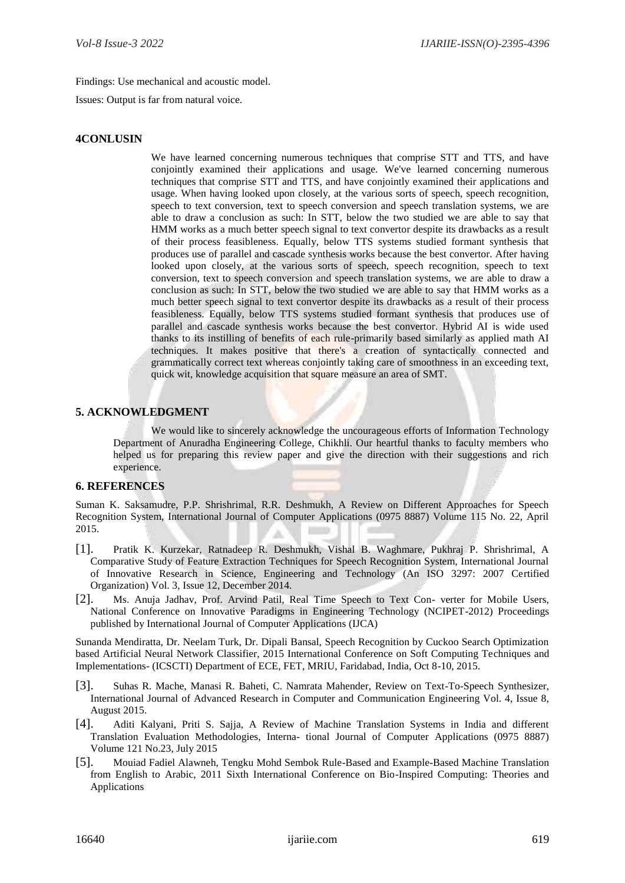Findings: Use mechanical and acoustic model.

Issues: Output is far from natural voice.

## 4CONLUSIN

We have learned concerning numerous techniques that comprise STT and TTS, and have conjointly examined their applications and usage. We've learned concerning numerous techniques that comprise STT and TTS, and have conjointly examined their applications and usage. When having looked upon closely, at the various sorts of speech, speech recognition, speech to text conversion, text to speech conversion and speech translation systems, we are able to draw a conclusion as such: In STT, below the two studied we are able to say that HMM works as a much better speech signal to text convertor despite its drawbacks as a result of their process feasibleness. Equally, below TTS systems studied formant synthesis that produces use of parallel and cascade synthesis works because the best convertor. After having looked upon closely, at the various sorts of speech, speech recognition, speech to text conversion, text to speech conversion and speech translation systems, we are able to draw a conclusion as such: In STT, below the two studied we are able to say that HMM works as a much better speech signal to text convertor despite its drawbacks as a result of their process feasibleness. Equally, below TTS systems studied formant synthesis that produces use of parallel and cascade synthesis works because the best convertor. Hybrid AI is wide used thanks to its instilling of benefits of each rule-primarily based similarly as applied math AI techniques. It makes positive that there's a creation of syntactically connected and grammatically correct text whereas conjointly taking care of smoothness in an exceeding text, quick wit, knowledge acquisition that square measure an area of SMT.

## 5. ACKNOWLEDGMENT

We would like to sincerely acknowledge the uncourageous efforts of Information Technology Department of Anuradha Engineering College, Chikhli. Our heartful thanks to faculty members who helped us for preparing this review paper and give the direction with their suggestions and rich experience.

## 6. REFERENCES

Suman K. Saksamudre, P.P. Shrishrimal, R.R. Deshmukh, A Review on Different Approaches for Speech Recognition System, International Journal of Computer Applications (0975 8887) Volume 115 No. 22, April 2015.

[1]. Pratik K. Kurzekar, Ratnadeep R. Deshmukh, Vishal B. Waghmare, Pukhraj P. Shrishrimal, A Comparative Study of Feature Extraction Techniques for Speech Recognition System, International Journal of Innovative Research in Science, Engineering and Technology (An ISO 3297: 2007 Certified Organization) Vol. 3, Issue 12, December 2014.

[2]. Ms. Anuja Jadhav, Prof. Arvind Patil, Real Time Speech to Text Con- verter for Mobile Users, National Conference on Innovative Paradigms in Engineering Technology (NCIPET-2012) Proceedings published by International Journal of Computer Applications (IJCA)

Sunanda Mendiratta, Dr. Neelam Turk, Dr. Dipali Bansal, Speech Recognition by Cuckoo Search Optimization based Artificial Neural Network Classifier, 2015 International Conference on Soft Computing Techniques and Implementations- (ICSCTI) Department of ECE, FET, MRIU, Faridabad, India, Oct 8-10, 2015.

[3]. Suhas R. Mache, Manasi R. Baheti, C. Namrata Mahender, Review on Text-To-Speech Synthesizer, International Journal of Advanced Research in Computer and Communication Engineering Vol. 4, Issue 8, August 2015.

[4]. Aditi Kalyani, Priti S. Sajja, A Review of Machine Translation Systems in India and different Translation Evaluation Methodologies, Interna- tional Journal of Computer Applications (0975 8887) Volume 121 No.23, July 2015

[5]. Mouiad Fadiel Alawneh, Tengku Mohd Sembok Rule-Based and Example-Based Machine Translation from English to Arabic, 2011 Sixth International Conference on Bio-Inspired Computing: Theories and Applications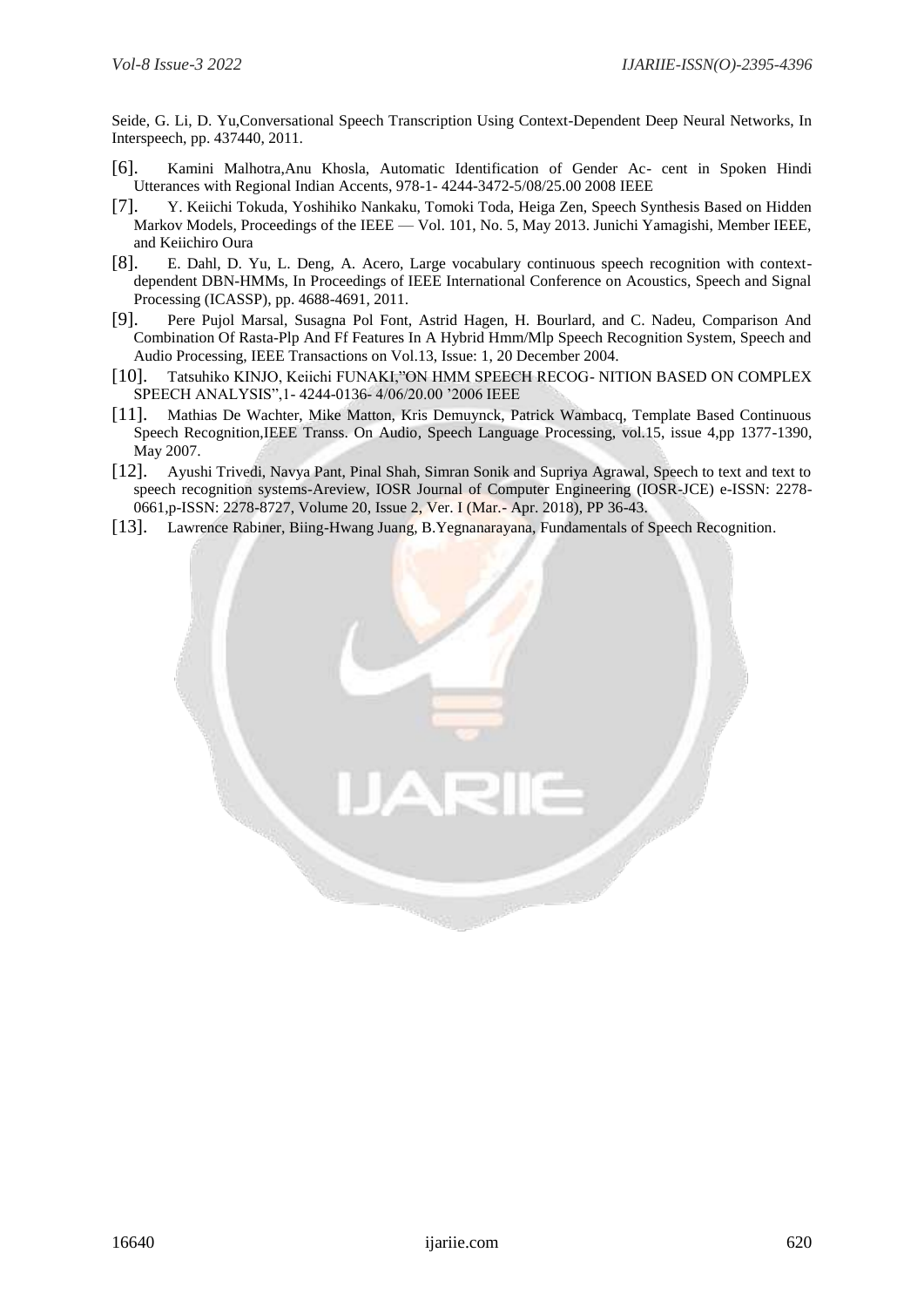Seide, G. Li, D. Yu,Conversational Speech Transcription Using Context-Dependent Deep Neural Networks, In Interspeech, pp. 437440, 2011.

[6]. Kamini Malhotra,Anu Khosla, Automatic Identification of Gender Ac- cent in Spoken Hindi Utterances with Regional Indian Accents, 978-1- 4244-3472-5/08/25.00 2008 IEEE

[7]. Y. Keiichi Tokuda, Yoshihiko Nankaku, Tomoki Toda, Heiga Zen, Speech Synthesis Based on Hidden Markov Models, Proceedings of the IEEE — Vol. 101, No. 5, May 2013. Junichi Yamagishi, Member IEEE, and Keiichiro Oura

[8]. E. Dahl, D. Yu, L. Deng, A. Acero, Large vocabulary continuous speech recognition with context-dependent DBN-HMMs, In Proceedings of IEEE International Conference on Acoustics, Speech and Signal Processing (ICASSP), pp. 4688-4691, 2011.

[9]. Pere Pujol Marsal, Susagna Pol Font, Astrid Hagen, H. Bourlard, and C. Nadeu, Comparison And Combination Of Rasta-Plp And Ff Features In A Hybrid Hmm/Mlp Speech Recognition System, Speech and Audio Processing, IEEE Transactions on Vol.13, Issue: 1, 20 December 2004.

[10]. Tatsuhiko KINJO, Keiichi FUNAKI,"ON HMM SPEECH RECOG- NITION BASED ON COMPLEX SPEECH ANALYSIS",1- 4244-0136- 4/06/20.00 '2006 IEEE

[11]. Mathias De Wachter, Mike Matton, Kris Demuynck, Patrick Wambacq, Template Based Continuous Speech Recognition,IEEE Transs. On Audio, Speech Language Processing, vol.15, issue 4,pp 1377-1390, May 2007.

[12]. Ayushi Trivedi, Navya Pant, Pinal Shah, Simran Sonik and Supriya Agrawal, Speech to text and text to speech recognition systems-Areview, IOSR Journal of Computer Engineering (IOSR-JCE) e-ISSN: 2278-0661,p-ISSN: 2278-8727, Volume 20, Issue 2, Ver. I (Mar.- Apr. 2018), PP 36-43.

[13]. Lawrence Rabiner, Biing-Hwang Juang, B.Yegnanarayana, Fundamentals of Speech Recognition.